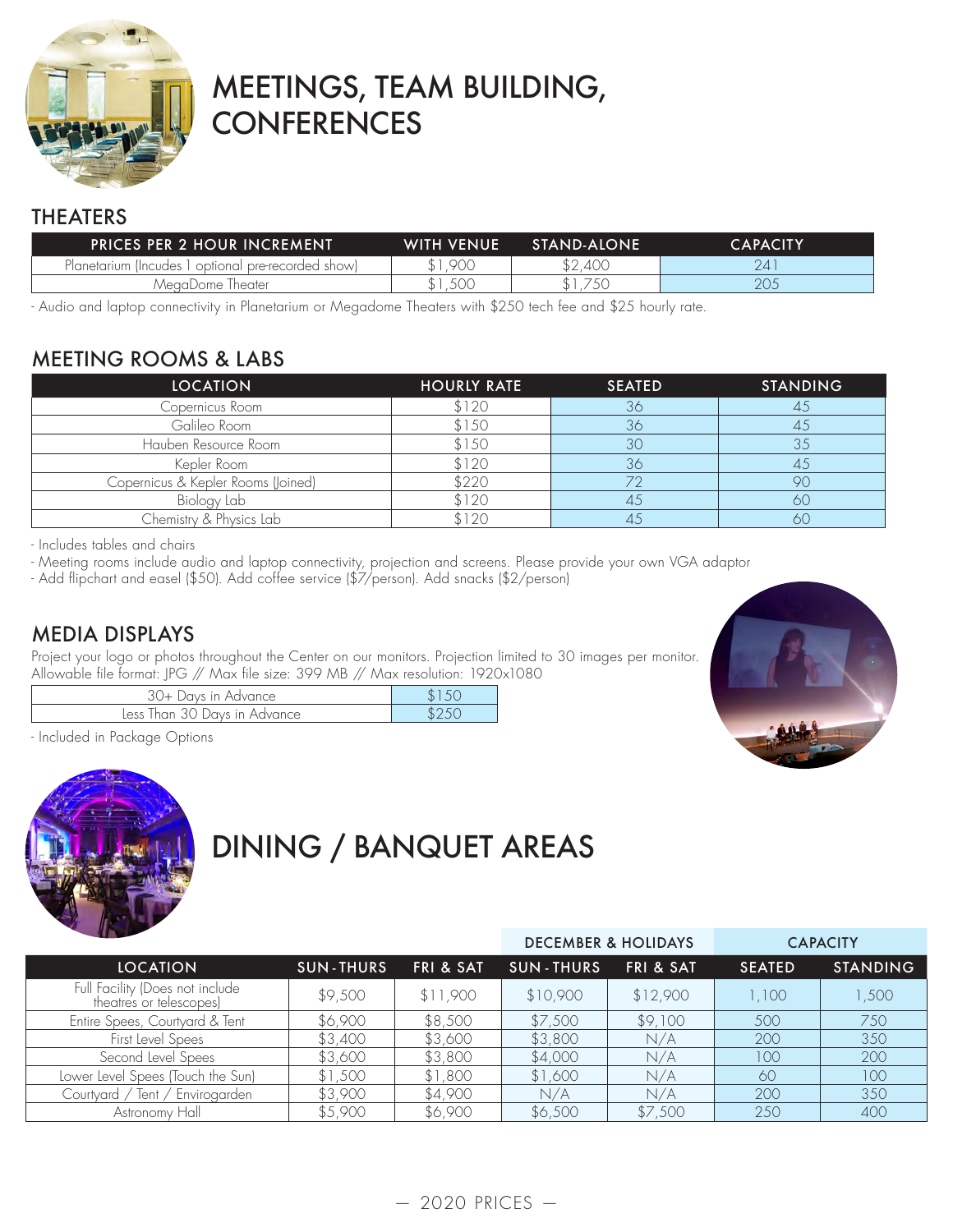# MEETINGS, TEAM BUILDING, CONFERENCES

## THEATERS

| PRICES PER 2 HOUR INCREMENT | WITH VENUE | STAND-ALONE | CAPACITY |
|---|---|---|---|
| Planetarium (Incudes 1 optional pre-recorded show) | $1,900 | $2,400 | 241 |
| MegaDome Theater | $1,500 | $1,750 | 205 |

- Audio and laptop connectivity in Planetarium or Megadome Theaters with $250 tech fee and $25 hourly rate.

## MEETING ROOMS & LABS

| LOCATION | HOURLY RATE | SEATED | STANDING |
|---|---|---|---|
| Copernicus Room | $120 | 36 | 45 |
| Galileo Room | $150 | 36 | 45 |
| Hauben Resource Room | $150 | 30 | 35 |
| Kepler Room | $120 | 36 | 45 |
| Copernicus & Kepler Rooms (Joined) | $220 | 72 | 90 |
| Biology Lab | $120 | 45 | 60 |
| Chemistry & Physics Lab | $120 | 45 | 60 |

- Includes tables and chairs
- Meeting rooms include audio and laptop connectivity, projection and screens. Please provide your own VGA adaptor
- Add flipchart and easel ($50). Add coffee service ($7/person). Add snacks ($2/person)

## MEDIA DISPLAYS

Project your logo or photos throughout the Center on our monitors. Projection limited to 30 images per monitor. Allowable file format: JPG // Max file size: 399 MB // Max resolution: 1920x1080

| | |
|---|---|
| 30+ Days in Advance | $150 |
| Less Than 30 Days in Advance | $250 |

- Included in Package Options

# DINING / BANQUET AREAS

| | | | DECEMBER & HOLIDAYS | | CAPACITY | |
|---|---|---|---|---|---|---|
| LOCATION | SUN-THURS | FRI & SAT | SUN-THURS | FRI & SAT | SEATED | STANDING |
| Full Facility (Does not include theatres or telescopes) | $9,500 | $11,900 | $10,900 | $12,900 | 1,100 | 1,500 |
| Entire Spees, Courtyard & Tent | $6,900 | $8,500 | $7,500 | $9,100 | 500 | 750 |
| First Level Spees | $3,400 | $3,600 | $3,800 | N/A | 200 | 350 |
| Second Level Spees | $3,600 | $3,800 | $4,000 | N/A | 100 | 200 |
| Lower Level Spees (Touch the Sun) | $1,500 | $1,800 | $1,600 | N/A | 60 | 100 |
| Courtyard / Tent / Envirogarden | $3,900 | $4,900 | N/A | N/A | 200 | 350 |
| Astronomy Hall | $5,900 | $6,900 | $6,500 | $7,500 | 250 | 400 |

— 2020 PRICES —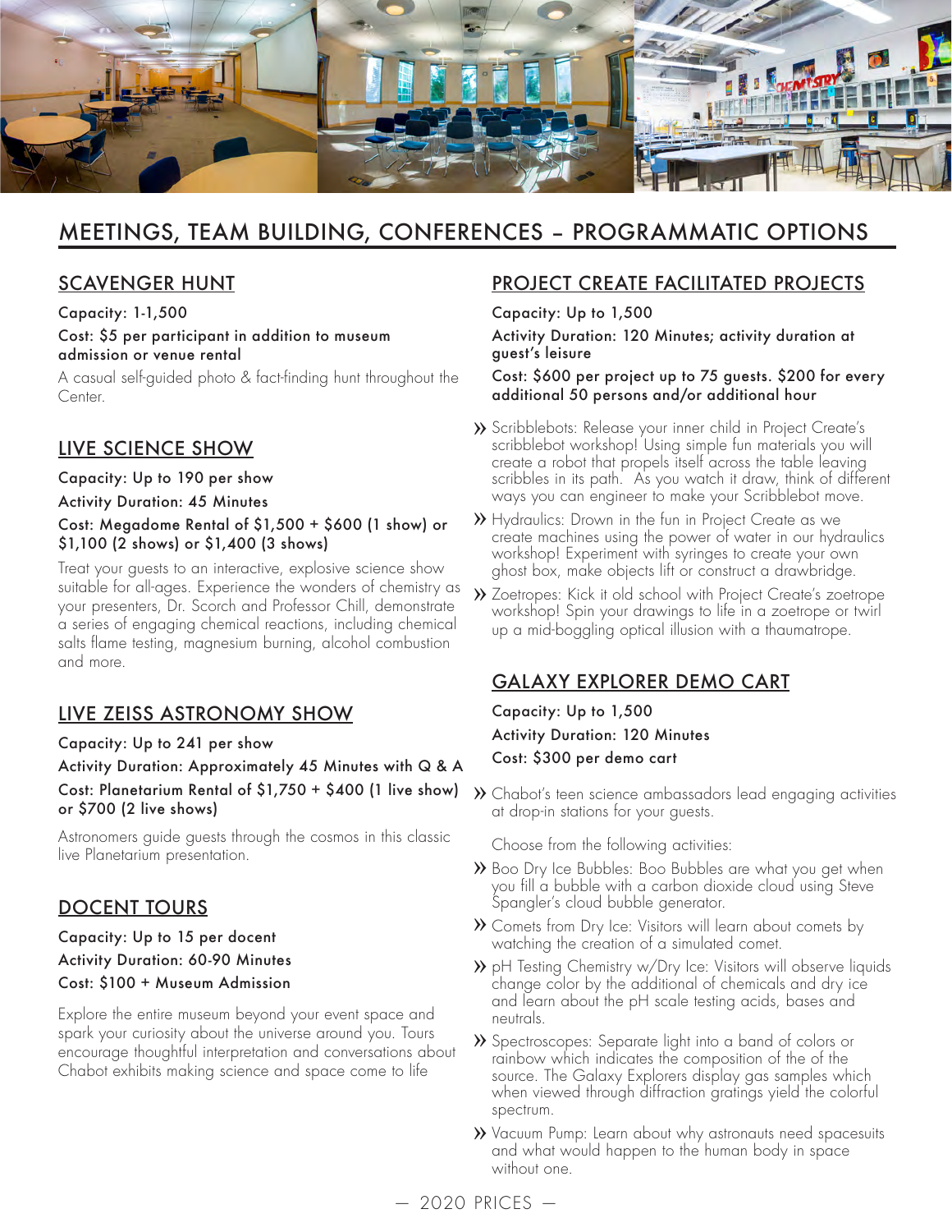# MEETINGS, TEAM BUILDING, CONFERENCES – PROGRAMMATIC OPTIONS

## SCAVENGER HUNT

**Capacity: 1-1,500**

**Cost: $5 per participant in addition to museum admission or venue rental**

A casual self-guided photo & fact-finding hunt throughout the Center.

## LIVE SCIENCE SHOW

**Capacity: Up to 190 per show**

**Activity Duration: 45 Minutes**

**Cost: Megadome Rental of $1,500 + $600 (1 show) or $1,100 (2 shows) or $1,400 (3 shows)**

Treat your guests to an interactive, explosive science show suitable for all-ages. Experience the wonders of chemistry as your presenters, Dr. Scorch and Professor Chill, demonstrate a series of engaging chemical reactions, including chemical salts flame testing, magnesium burning, alcohol combustion and more.

## LIVE ZEISS ASTRONOMY SHOW

**Capacity: Up to 241 per show**

**Activity Duration: Approximately 45 Minutes with Q & A**

**Cost: Planetarium Rental of $1,750 + $400 (1 live show) or $700 (2 live shows)**

Astronomers guide guests through the cosmos in this classic live Planetarium presentation.

## DOCENT TOURS

**Capacity: Up to 15 per docent**

**Activity Duration: 60-90 Minutes**

**Cost: $100 + Museum Admission**

Explore the entire museum beyond your event space and spark your curiosity about the universe around you. Tours encourage thoughtful interpretation and conversations about Chabot exhibits making science and space come to life

## PROJECT CREATE FACILITATED PROJECTS

**Capacity: Up to 1,500**

**Activity Duration: 120 Minutes; activity duration at guest's leisure**

**Cost: $600 per project up to 75 guests. $200 for every additional 50 persons and/or additional hour**

- Scribblebots: Release your inner child in Project Create's scribblebot workshop! Using simple fun materials you will create a robot that propels itself across the table leaving scribbles in its path. As you watch it draw, think of different ways you can engineer to make your Scribblebot move.
- Hydraulics: Drown in the fun in Project Create as we create machines using the power of water in our hydraulics workshop! Experiment with syringes to create your own ghost box, make objects lift or construct a drawbridge.
- Zoetropes: Kick it old school with Project Create's zoetrope workshop! Spin your drawings to life in a zoetrope or twirl up a mid-boggling optical illusion with a thaumatrope.

## GALAXY EXPLORER DEMO CART

**Capacity: Up to 1,500**

**Activity Duration: 120 Minutes**

**Cost: $300 per demo cart**

- Chabot's teen science ambassadors lead engaging activities at drop-in stations for your guests.

Choose from the following activities:

- Boo Dry Ice Bubbles: Boo Bubbles are what you get when you fill a bubble with a carbon dioxide cloud using Steve Spangler's cloud bubble generator.
- Comets from Dry Ice: Visitors will learn about comets by watching the creation of a simulated comet.
- pH Testing Chemistry w/Dry Ice: Visitors will observe liquids change color by the additional of chemicals and dry ice and learn about the pH scale testing acids, bases and neutrals.
- Spectroscopes: Separate light into a band of colors or rainbow which indicates the composition of the of the source. The Galaxy Explorers display gas samples which when viewed through diffraction gratings yield the colorful spectrum.
- Vacuum Pump: Learn about why astronauts need spacesuits and what would happen to the human body in space without one.

— 2020 PRICES —